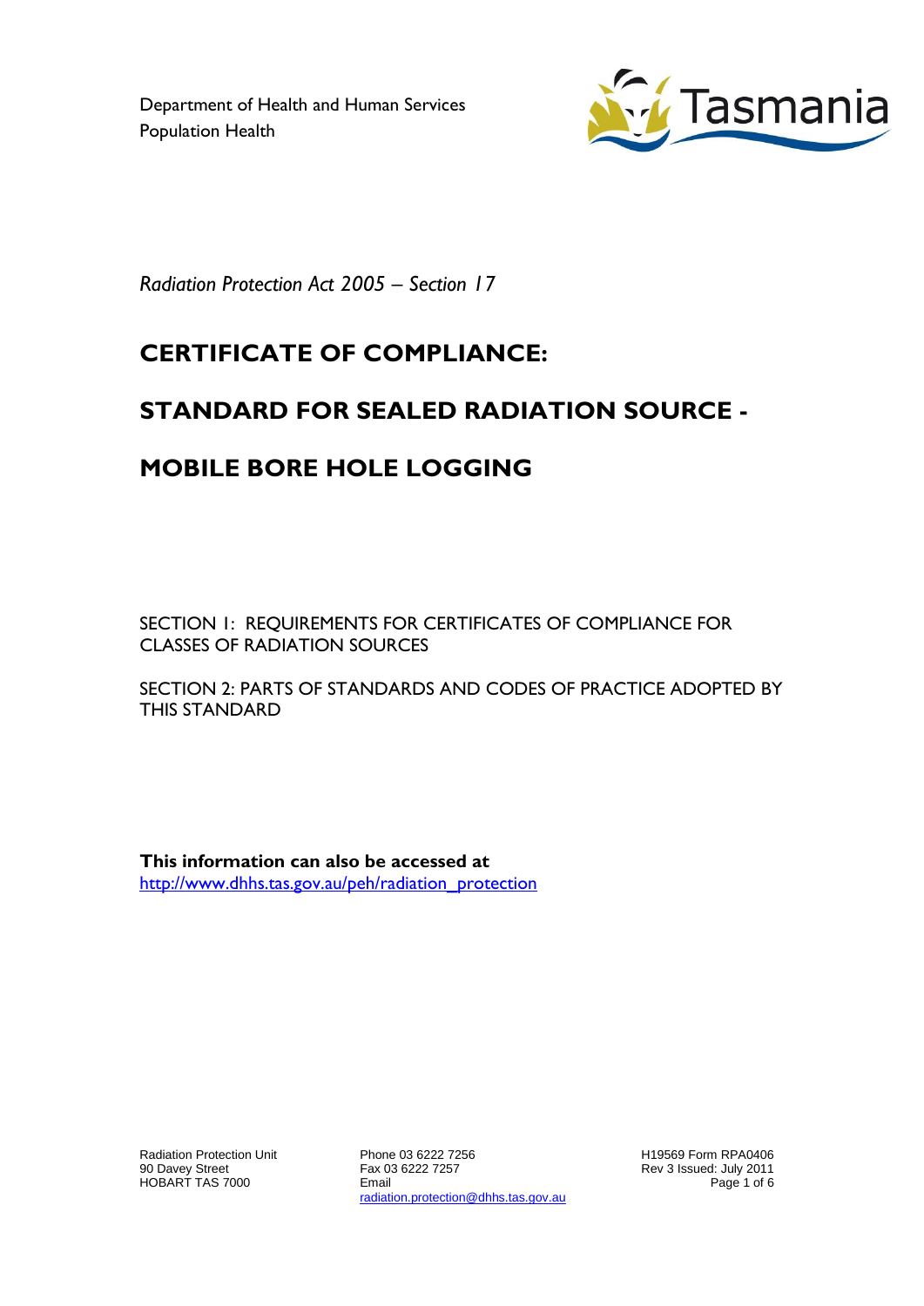Department of Health and Human Services
Population Health

*Radiation Protection Act 2005 – Section 17*

# CERTIFICATE OF COMPLIANCE:

# STANDARD FOR SEALED RADIATION SOURCE -

# MOBILE BORE HOLE LOGGING

SECTION 1: REQUIREMENTS FOR CERTIFICATES OF COMPLIANCE FOR CLASSES OF RADIATION SOURCES

SECTION 2: PARTS OF STANDARDS AND CODES OF PRACTICE ADOPTED BY THIS STANDARD

**This information can also be accessed at**
http://www.dhhs.tas.gov.au/peh/radiation_protection

Radiation Protection Unit
90 Davey Street
HOBART TAS 7000

Phone 03 6222 7256
Fax 03 6222 7257
Email
radiation.protection@dhhs.tas.gov.au

H19569 Form RPA0406
Rev 3 Issued: July 2011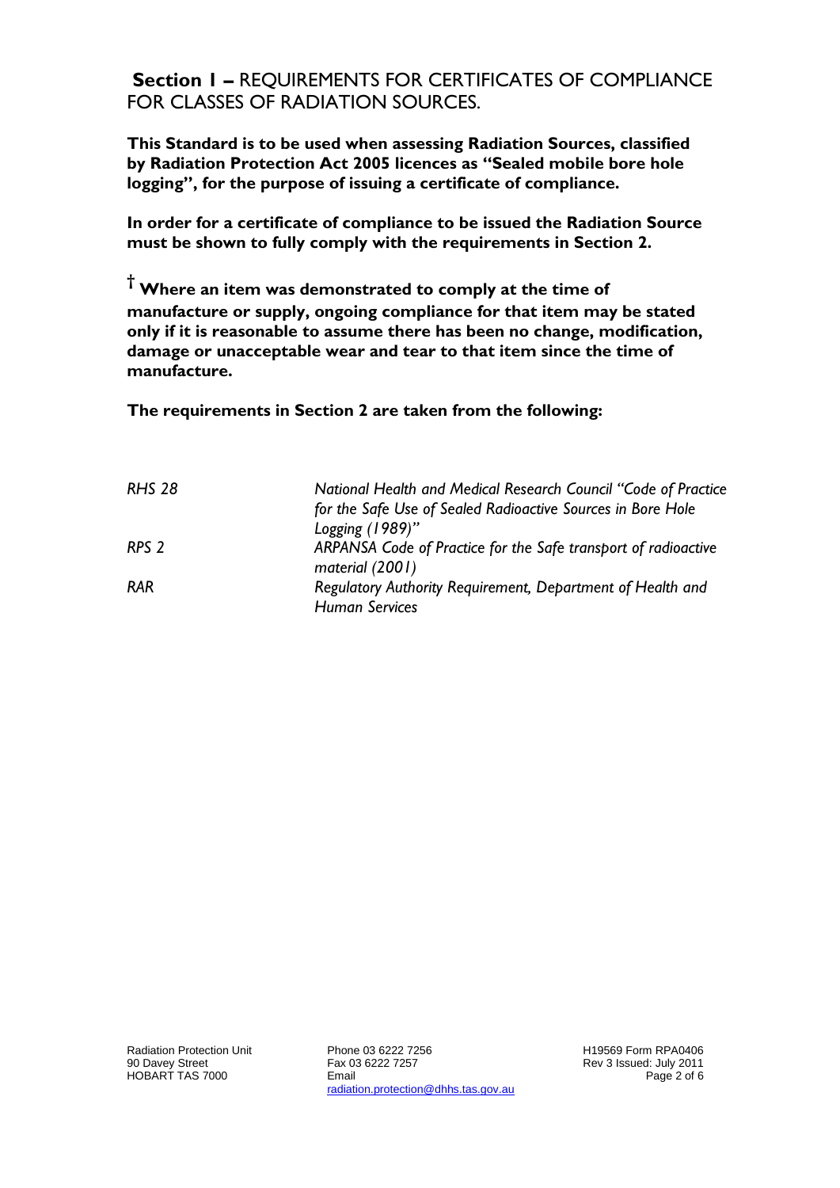## **Section 1 –** REQUIREMENTS FOR CERTIFICATES OF COMPLIANCE FOR CLASSES OF RADIATION SOURCES.

**This Standard is to be used when assessing Radiation Sources, classified by Radiation Protection Act 2005 licences as "Sealed mobile bore hole logging", for the purpose of issuing a certificate of compliance.**

**In order for a certificate of compliance to be issued the Radiation Source must be shown to fully comply with the requirements in Section 2.**

**† Where an item was demonstrated to comply at the time of manufacture or supply, ongoing compliance for that item may be stated only if it is reasonable to assume there has been no change, modification, damage or unacceptable wear and tear to that item since the time of manufacture.**

**The requirements in Section 2 are taken from the following:**

| | |
|---|---|
| *RHS 28* | *National Health and Medical Research Council "Code of Practice for the Safe Use of Sealed Radioactive Sources in Bore Hole Logging (1989)"* |
| *RPS 2* | *ARPANSA Code of Practice for the Safe transport of radioactive material (2001)* |
| *RAR* | *Regulatory Authority Requirement, Department of Health and Human Services* |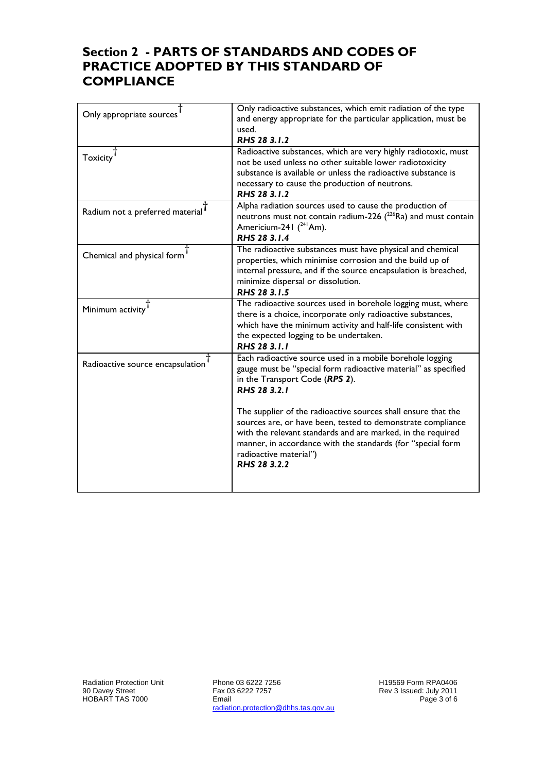## Section 2 - PARTS OF STANDARDS AND CODES OF PRACTICE ADOPTED BY THIS STANDARD OF COMPLIANCE

| | |
|---|---|
| Only appropriate sources † | Only radioactive substances, which emit radiation of the type and energy appropriate for the particular application, must be used.<br>***RHS 28 3.1.2*** |
| Toxicity † | Radioactive substances, which are very highly radiotoxic, must not be used unless no other suitable lower radiotoxicity substance is available or unless the radioactive substance is necessary to cause the production of neutrons.<br>***RHS 28 3.1.2*** |
| Radium not a preferred material † | Alpha radiation sources used to cause the production of neutrons must not contain radium-226 ($^{226}$Ra) and must contain Americium-241 ($^{241}$Am).<br>***RHS 28 3.1.4*** |
| Chemical and physical form † | The radioactive substances must have physical and chemical properties, which minimise corrosion and the build up of internal pressure, and if the source encapsulation is breached, minimize dispersal or dissolution.<br>***RHS 28 3.1.5*** |
| Minimum activity † | The radioactive sources used in borehole logging must, where there is a choice, incorporate only radioactive substances, which have the minimum activity and half-life consistent with the expected logging to be undertaken.<br>***RHS 28 3.1.1*** |
| Radioactive source encapsulation † | Each radioactive source used in a mobile borehole logging gauge must be "special form radioactive material" as specified in the Transport Code (***RPS 2***).<br>***RHS 28 3.2.1***<br><br>The supplier of the radioactive sources shall ensure that the sources are, or have been, tested to demonstrate compliance with the relevant standards and are marked, in the required manner, in accordance with the standards (for "special form radioactive material")<br>***RHS 28 3.2.2*** |

Radiation Protection Unit
90 Davey Street
HOBART TAS 7000

Phone 03 6222 7256
Fax 03 6222 7257
Email
radiation.protection@dhhs.tas.gov.au

H19569 Form RPA0406
Rev 3 Issued: July 2011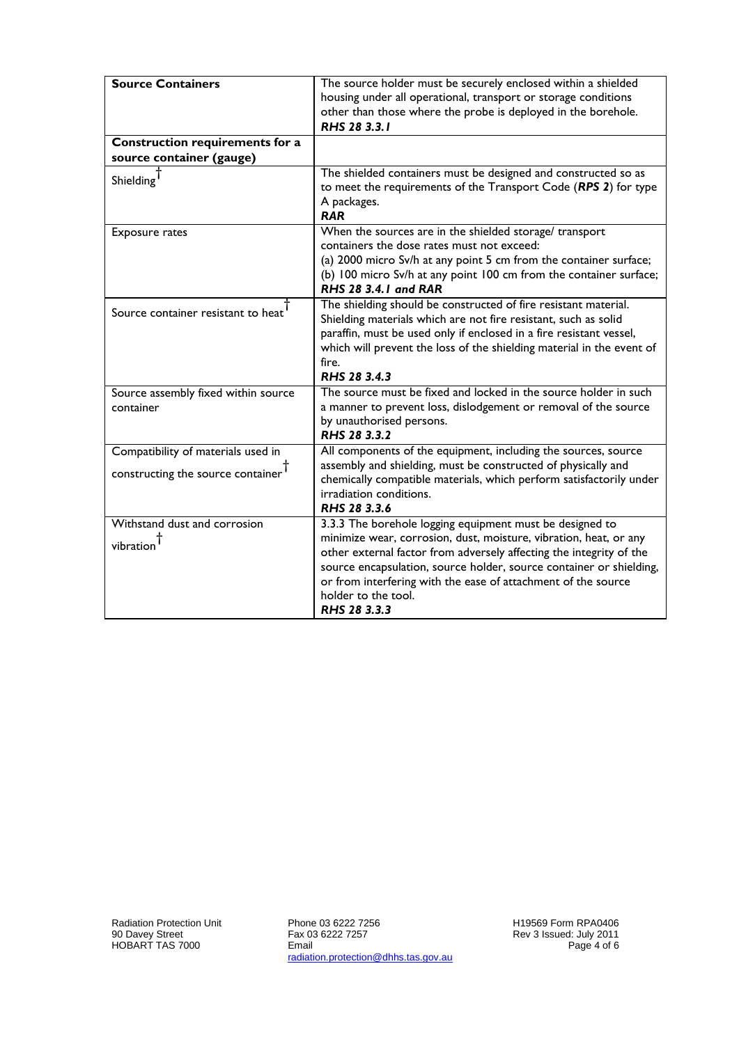| **Source Containers** | The source holder must be securely enclosed within a shielded housing under all operational, transport or storage conditions other than those where the probe is deployed in the borehole. ***RHS 28 3.3.1*** |
|---|---|
| **Construction requirements for a source container (gauge)** | |
| Shielding† | The shielded containers must be designed and constructed so as to meet the requirements of the Transport Code (***RPS 2***) for type A packages. ***RAR*** |
| Exposure rates | When the sources are in the shielded storage/ transport containers the dose rates must not exceed: (a) 2000 micro Sv/h at any point 5 cm from the container surface; (b) 100 micro Sv/h at any point 100 cm from the container surface; ***RHS 28 3.4.1 and RAR*** |
| Source container resistant to heat† | The shielding should be constructed of fire resistant material. Shielding materials which are not fire resistant, such as solid paraffin, must be used only if enclosed in a fire resistant vessel, which will prevent the loss of the shielding material in the event of fire. ***RHS 28 3.4.3*** |
| Source assembly fixed within source container | The source must be fixed and locked in the source holder in such a manner to prevent loss, dislodgement or removal of the source by unauthorised persons. ***RHS 28 3.3.2*** |
| Compatibility of materials used in constructing the source container† | All components of the equipment, including the sources, source assembly and shielding, must be constructed of physically and chemically compatible materials, which perform satisfactorily under irradiation conditions. ***RHS 28 3.3.6*** |
| Withstand dust and corrosion vibration† | 3.3.3 The borehole logging equipment must be designed to minimize wear, corrosion, dust, moisture, vibration, heat, or any other external factor from adversely affecting the integrity of the source encapsulation, source holder, source container or shielding, or from interfering with the ease of attachment of the source holder to the tool. ***RHS 28 3.3.3*** |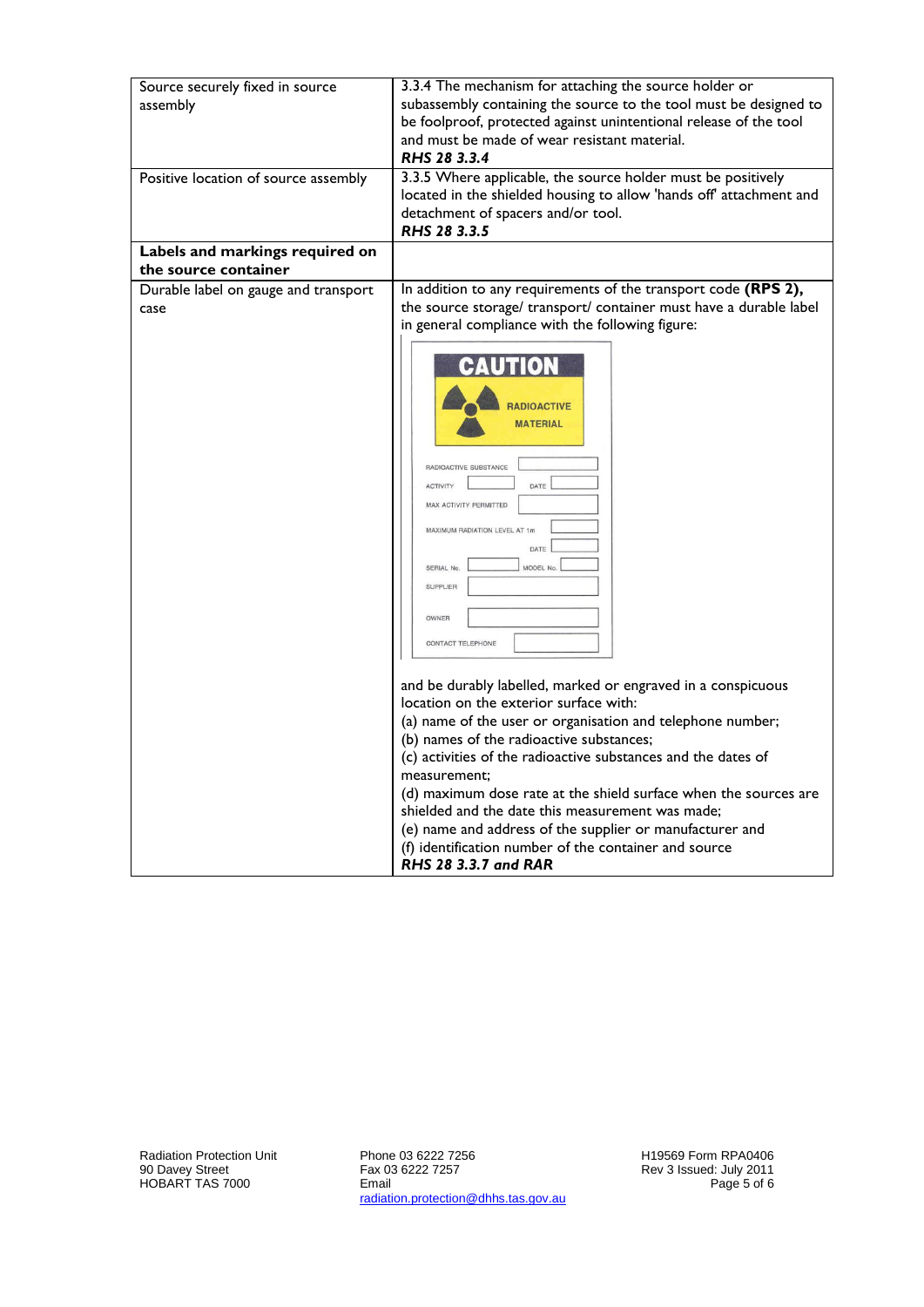| | |
|---|---|
| Source securely fixed in source assembly | 3.3.4 The mechanism for attaching the source holder or subassembly containing the source to the tool must be designed to be foolproof, protected against unintentional release of the tool and must be made of wear resistant material.<br>***RHS 28 3.3.4*** |
| Positive location of source assembly | 3.3.5 Where applicable, the source holder must be positively located in the shielded housing to allow 'hands off' attachment and detachment of spacers and/or tool.<br>***RHS 28 3.3.5*** |
| **Labels and markings required on the source container** | |
| Durable label on gauge and transport case | In addition to any requirements of the transport code **(RPS 2),** the source storage/ transport/ container must have a durable label in general compliance with the following figure:<br><br>CAUTION<br>RADIOACTIVE MATERIAL<br>RADIOACTIVE SUBSTANCE<br>ACTIVITY DATE<br>MAX ACTIVITY PERMITTED<br>MAXIMUM RADIATION LEVEL AT 1m<br>DATE<br>SERIAL No. MODEL No.<br>SUPPLIER<br>OWNER<br>CONTACT TELEPHONE<br><br>and be durably labelled, marked or engraved in a conspicuous location on the exterior surface with:<br>(a) name of the user or organisation and telephone number;<br>(b) names of the radioactive substances;<br>(c) activities of the radioactive substances and the dates of measurement;<br>(d) maximum dose rate at the shield surface when the sources are shielded and the date this measurement was made;<br>(e) name and address of the supplier or manufacturer and<br>(f) identification number of the container and source<br>***RHS 28 3.3.7 and RAR*** |

Radiation Protection Unit
90 Davey Street
HOBART TAS 7000

Phone 03 6222 7256
Fax 03 6222 7257
Email
radiation.protection@dhhs.tas.gov.au

H19569 Form RPA0406
Rev 3 Issued: July 2011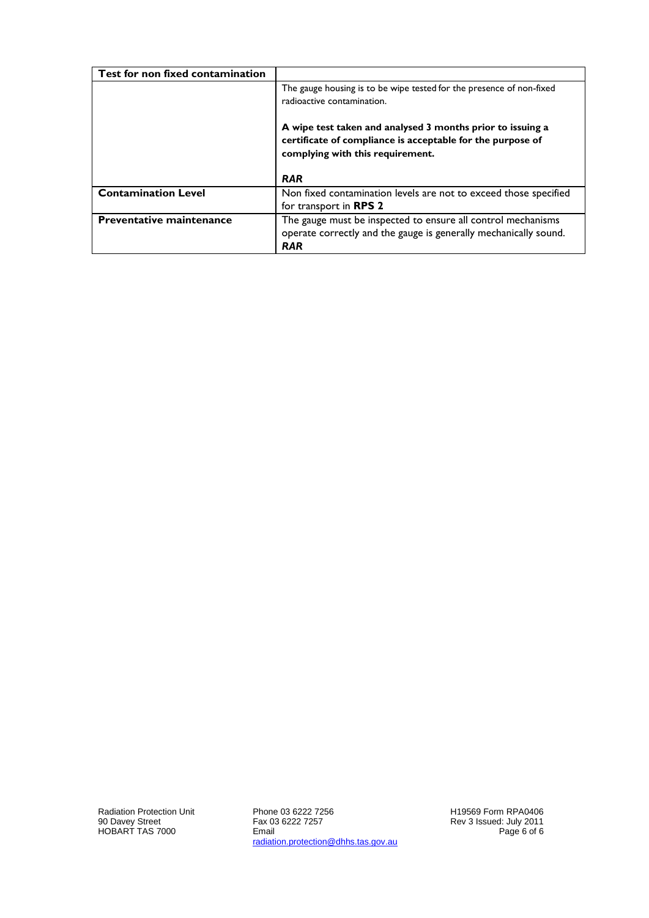| Test for non fixed contamination | |
|---|---|
| | The gauge housing is to be wipe tested for the presence of non-fixed radioactive contamination.<br><br>**A wipe test taken and analysed 3 months prior to issuing a certificate of compliance is acceptable for the purpose of complying with this requirement.**<br><br>***RAR*** |
| **Contamination Level** | Non fixed contamination levels are not to exceed those specified for transport in **RPS 2** |
| **Preventative maintenance** | The gauge must be inspected to ensure all control mechanisms operate correctly and the gauge is generally mechanically sound. ***RAR*** |